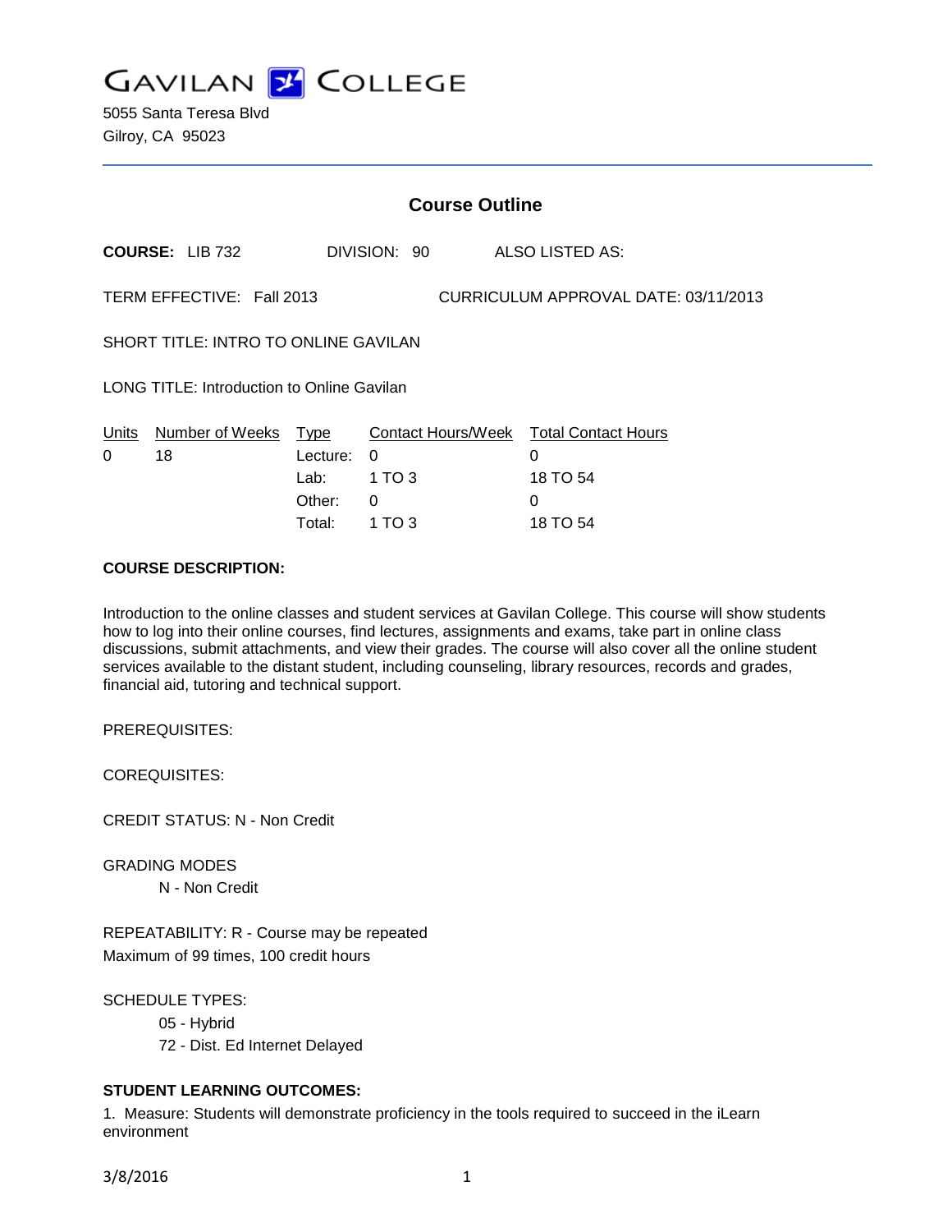# GAVILAN COLLEGE

5055 Santa Teresa Blvd
Gilroy, CA 95023

## Course Outline

**COURSE:** LIB 732 DIVISION: 90 ALSO LISTED AS:

TERM EFFECTIVE: Fall 2013 CURRICULUM APPROVAL DATE: 03/11/2013

SHORT TITLE: INTRO TO ONLINE GAVILAN

LONG TITLE: Introduction to Online Gavilan

| Units | Number of Weeks | Type | Contact Hours/Week | Total Contact Hours |
|---|---|---|---|---|
| 0 | 18 | Lecture: | 0 | 0 |
| | | Lab: | 1 TO 3 | 18 TO 54 |
| | | Other: | 0 | 0 |
| | | Total: | 1 TO 3 | 18 TO 54 |

**COURSE DESCRIPTION:**

Introduction to the online classes and student services at Gavilan College. This course will show students how to log into their online courses, find lectures, assignments and exams, take part in online class discussions, submit attachments, and view their grades. The course will also cover all the online student services available to the distant student, including counseling, library resources, records and grades, financial aid, tutoring and technical support.

PREREQUISITES:

COREQUISITES:

CREDIT STATUS: N - Non Credit

GRADING MODES

N - Non Credit

REPEATABILITY: R - Course may be repeated
Maximum of 99 times, 100 credit hours

SCHEDULE TYPES:

05 - Hybrid
72 - Dist. Ed Internet Delayed

**STUDENT LEARNING OUTCOMES:**

1. Measure: Students will demonstrate proficiency in the tools required to succeed in the iLearn environment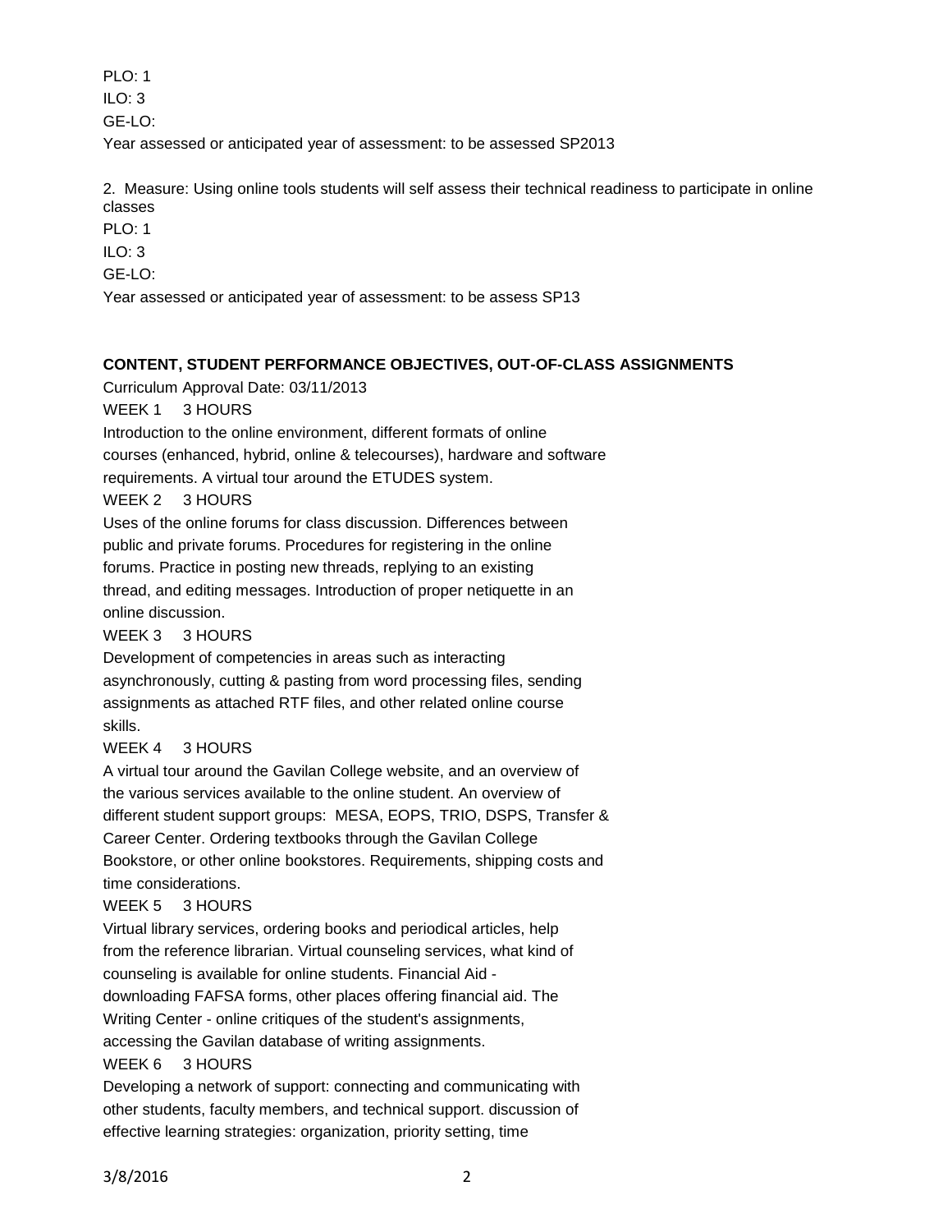PLO: 1
ILO: 3
GE-LO:
Year assessed or anticipated year of assessment: to be assessed SP2013

2. Measure: Using online tools students will self assess their technical readiness to participate in online classes
PLO: 1
ILO: 3
GE-LO:
Year assessed or anticipated year of assessment: to be assess SP13

**CONTENT, STUDENT PERFORMANCE OBJECTIVES, OUT-OF-CLASS ASSIGNMENTS**

Curriculum Approval Date: 03/11/2013

WEEK 1 3 HOURS

Introduction to the online environment, different formats of online courses (enhanced, hybrid, online & telecourses), hardware and software requirements. A virtual tour around the ETUDES system.

WEEK 2 3 HOURS

Uses of the online forums for class discussion. Differences between public and private forums. Procedures for registering in the online forums. Practice in posting new threads, replying to an existing thread, and editing messages. Introduction of proper netiquette in an online discussion.

WEEK 3 3 HOURS

Development of competencies in areas such as interacting asynchronously, cutting & pasting from word processing files, sending assignments as attached RTF files, and other related online course skills.

WEEK 4 3 HOURS

A virtual tour around the Gavilan College website, and an overview of the various services available to the online student. An overview of different student support groups: MESA, EOPS, TRIO, DSPS, Transfer & Career Center. Ordering textbooks through the Gavilan College Bookstore, or other online bookstores. Requirements, shipping costs and time considerations.

WEEK 5 3 HOURS

Virtual library services, ordering books and periodical articles, help from the reference librarian. Virtual counseling services, what kind of counseling is available for online students. Financial Aid - downloading FAFSA forms, other places offering financial aid. The Writing Center - online critiques of the student's assignments, accessing the Gavilan database of writing assignments.

WEEK 6 3 HOURS

Developing a network of support: connecting and communicating with other students, faculty members, and technical support. discussion of effective learning strategies: organization, priority setting, time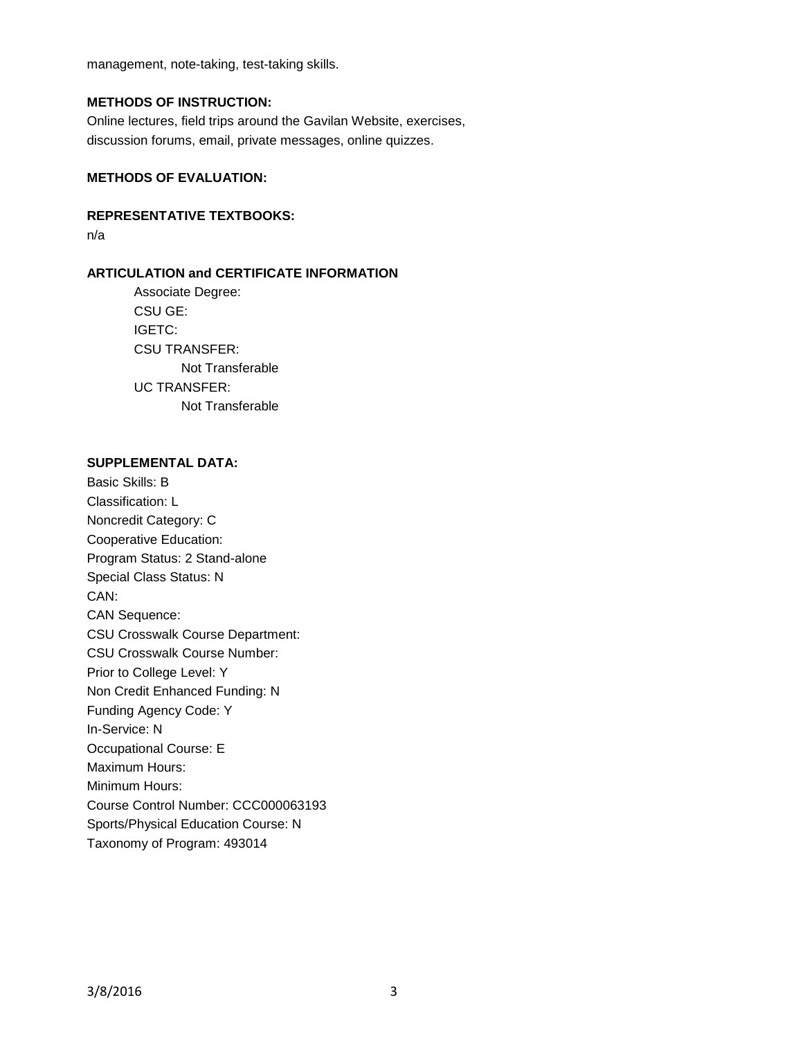management, note-taking, test-taking skills.

**METHODS OF INSTRUCTION:**

Online lectures, field trips around the Gavilan Website, exercises, discussion forums, email, private messages, online quizzes.

**METHODS OF EVALUATION:**

**REPRESENTATIVE TEXTBOOKS:**

n/a

**ARTICULATION and CERTIFICATE INFORMATION**

Associate Degree:
CSU GE:
IGETC:
CSU TRANSFER:
Not Transferable
UC TRANSFER:
Not Transferable

**SUPPLEMENTAL DATA:**

Basic Skills: B
Classification: L
Noncredit Category: C
Cooperative Education:
Program Status: 2 Stand-alone
Special Class Status: N
CAN:
CAN Sequence:
CSU Crosswalk Course Department:
CSU Crosswalk Course Number:
Prior to College Level: Y
Non Credit Enhanced Funding: N
Funding Agency Code: Y
In-Service: N
Occupational Course: E
Maximum Hours:
Minimum Hours:
Course Control Number: CCC000063193
Sports/Physical Education Course: N
Taxonomy of Program: 493014